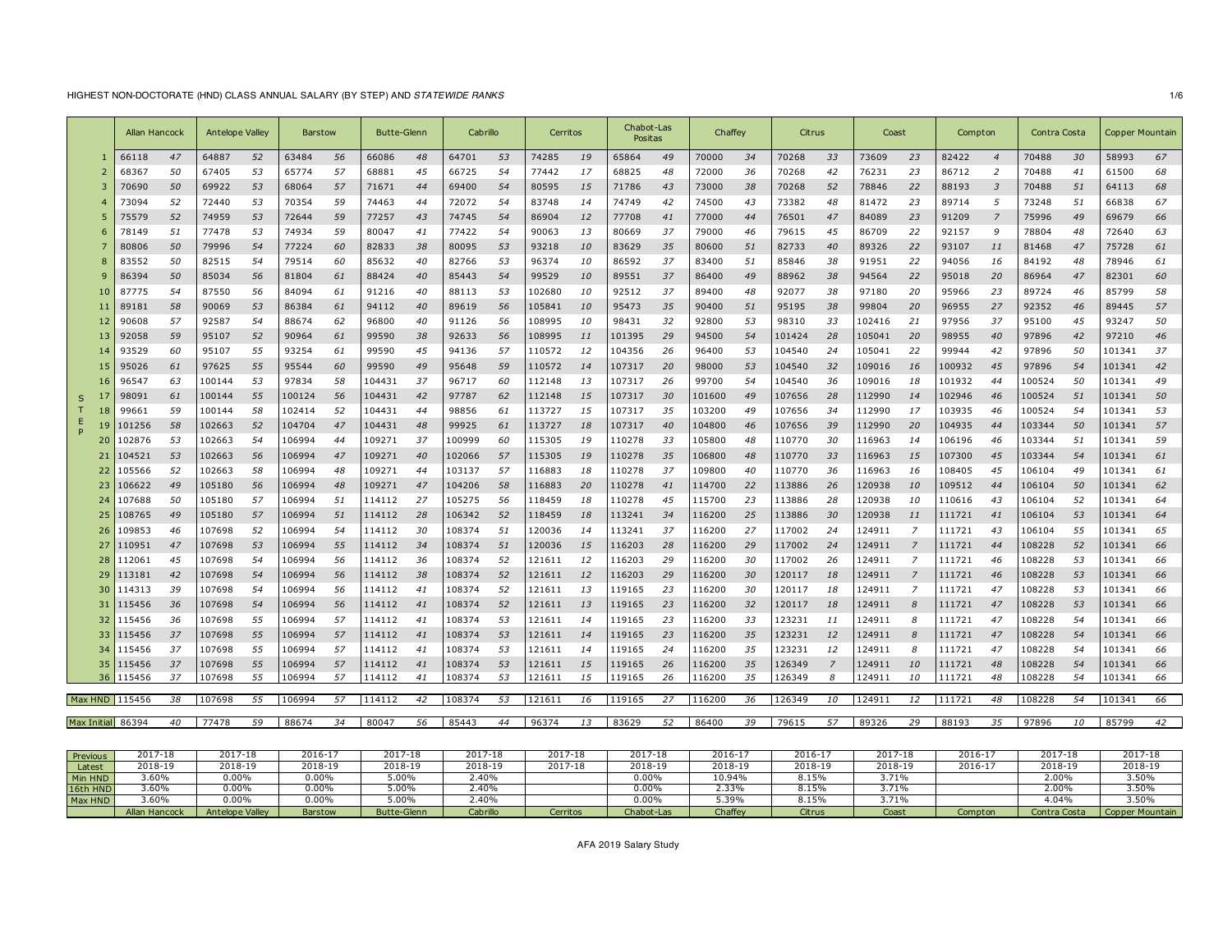HIGHEST NON-DOCTORATE (HND) CLASS ANNUAL SALARY (BY STEP) AND *STATEWIDE RANKS*

| STEP | Allan Hancock | | Antelope Valley | | Barstow | | Butte-Glenn | | Cabrillo | | Cerritos | | Chabot-Las Positas | | Chaffey | | Citrus | | Coast | | Compton | | Contra Costa | | Copper Mountain | |
|---|---|---|---|---|---|---|---|---|---|---|---|---|---|---|---|---|---|---|---|---|---|---|---|---|---|---|
| 1 | 66118 | *47* | 64887 | *52* | 63484 | *56* | 66086 | *48* | 64701 | *53* | 74285 | *19* | 65864 | *49* | 70000 | *34* | 70268 | *33* | 73609 | *23* | 82422 | *4* | 70488 | *30* | 58993 | *67* |
| 2 | 68367 | *50* | 67405 | *53* | 65774 | *57* | 68881 | *45* | 66725 | *54* | 77442 | *17* | 68825 | *48* | 72000 | *36* | 70268 | *42* | 76231 | *23* | 86712 | *2* | 70488 | *41* | 61500 | *68* |
| 3 | 70690 | *50* | 69922 | *53* | 68064 | *57* | 71671 | *44* | 69400 | *54* | 80595 | *15* | 71786 | *43* | 73000 | *38* | 70268 | *52* | 78846 | *22* | 88193 | *3* | 70488 | *51* | 64113 | *68* |
| 4 | 73094 | *52* | 72440 | *53* | 70354 | *59* | 74463 | *44* | 72072 | *54* | 83748 | *14* | 74749 | *42* | 74500 | *43* | 73382 | *48* | 81472 | *23* | 89714 | *5* | 73248 | *51* | 66838 | *67* |
| 5 | 75579 | *52* | 74959 | *53* | 72644 | *59* | 77257 | *43* | 74745 | *54* | 86904 | *12* | 77708 | *41* | 77000 | *44* | 76501 | *47* | 84089 | *23* | 91209 | *7* | 75996 | *49* | 69679 | *66* |
| 6 | 78149 | *51* | 77478 | *53* | 74934 | *59* | 80047 | *41* | 77422 | *54* | 90063 | *13* | 80669 | *37* | 79000 | *46* | 79615 | *45* | 86709 | *22* | 92157 | *9* | 78804 | *48* | 72640 | *63* |
| 7 | 80806 | *50* | 79996 | *54* | 77224 | *60* | 82833 | *38* | 80095 | *53* | 93218 | *10* | 83629 | *35* | 80600 | *51* | 82733 | *40* | 89326 | *22* | 93107 | *11* | 81468 | *47* | 75728 | *61* |
| 8 | 83552 | *50* | 82515 | *54* | 79514 | *60* | 85632 | *40* | 82766 | *53* | 96374 | *10* | 86592 | *37* | 83400 | *51* | 85846 | *38* | 91951 | *22* | 94056 | *16* | 84192 | *48* | 78946 | *61* |
| 9 | 86394 | *50* | 85034 | *56* | 81804 | *61* | 88424 | *40* | 85443 | *54* | 99529 | *10* | 89551 | *37* | 86400 | *49* | 88962 | *38* | 94564 | *22* | 95018 | *20* | 86964 | *47* | 82301 | *60* |
| 10 | 87775 | *54* | 87550 | *56* | 84094 | *61* | 91216 | *40* | 88113 | *53* | 102680 | *10* | 92512 | *37* | 89400 | *48* | 92077 | *38* | 97180 | *20* | 95966 | *23* | 89724 | *46* | 85799 | *58* |
| 11 | 89181 | *58* | 90069 | *53* | 86384 | *61* | 94112 | *40* | 89619 | *56* | 105841 | *10* | 95473 | *35* | 90400 | *51* | 95195 | *38* | 99804 | *20* | 96955 | *27* | 92352 | *46* | 89445 | *57* |
| 12 | 90608 | *57* | 92587 | *54* | 88674 | *62* | 96800 | *40* | 91126 | *56* | 108995 | *10* | 98431 | *32* | 92800 | *53* | 98310 | *33* | 102416 | *21* | 97956 | *37* | 95100 | *45* | 93247 | *50* |
| 13 | 92058 | *59* | 95107 | *52* | 90964 | *61* | 99590 | *38* | 92633 | *56* | 108995 | *11* | 101395 | *29* | 94500 | *54* | 101424 | *28* | 105041 | *20* | 98955 | *40* | 97896 | *42* | 97210 | *46* |
| 14 | 93529 | *60* | 95107 | *55* | 93254 | *61* | 99590 | *45* | 94136 | *57* | 110572 | *12* | 104356 | *26* | 96400 | *53* | 104540 | *24* | 105041 | *22* | 99944 | *42* | 97896 | *50* | 101341 | *37* |
| 15 | 95026 | *61* | 97625 | *55* | 95544 | *60* | 99590 | *49* | 95648 | *59* | 110572 | *14* | 107317 | *20* | 98000 | *53* | 104540 | *32* | 109016 | *16* | 100932 | *45* | 97896 | *54* | 101341 | *42* |
| 16 | 96547 | *63* | 100144 | *53* | 97834 | *58* | 104431 | *37* | 96717 | *60* | 112148 | *13* | 107317 | *26* | 99700 | *54* | 104540 | *36* | 109016 | *18* | 101932 | *44* | 100524 | *50* | 101341 | *49* |
| 17 | 98091 | *61* | 100144 | *55* | 100124 | *56* | 104431 | *42* | 97787 | *62* | 112148 | *15* | 107317 | *30* | 101600 | *49* | 107656 | *28* | 112990 | *14* | 102946 | *46* | 100524 | *51* | 101341 | *50* |
| 18 | 99661 | *59* | 100144 | *58* | 102414 | *52* | 104431 | *44* | 98856 | *61* | 113727 | *15* | 107317 | *35* | 103200 | *49* | 107656 | *34* | 112990 | *17* | 103935 | *46* | 100524 | *54* | 101341 | *53* |
| 19 | 101256 | *58* | 102663 | *52* | 104704 | *47* | 104431 | *48* | 99925 | *61* | 113727 | *18* | 107317 | *40* | 104800 | *46* | 107656 | *39* | 112990 | *20* | 104935 | *44* | 103344 | *50* | 101341 | *57* |
| 20 | 102876 | *53* | 102663 | *54* | 106994 | *44* | 109271 | *37* | 100999 | *60* | 115305 | *19* | 110278 | *33* | 105800 | *48* | 110770 | *30* | 116963 | *14* | 106196 | *46* | 103344 | *51* | 101341 | *59* |
| 21 | 104521 | *53* | 102663 | *56* | 106994 | *47* | 109271 | *40* | 102066 | *57* | 115305 | *19* | 110278 | *35* | 106800 | *48* | 110770 | *33* | 116963 | *15* | 107300 | *45* | 103344 | *54* | 101341 | *61* |
| 22 | 105566 | *52* | 102663 | *58* | 106994 | *48* | 109271 | *44* | 103137 | *57* | 116883 | *18* | 110278 | *37* | 109800 | *40* | 110770 | *36* | 116963 | *16* | 108405 | *45* | 106104 | *49* | 101341 | *61* |
| 23 | 106622 | *49* | 105180 | *56* | 106994 | *48* | 109271 | *47* | 104206 | *58* | 116883 | *20* | 110278 | *41* | 114700 | *22* | 113886 | *26* | 120938 | *10* | 109512 | *44* | 106104 | *50* | 101341 | *62* |
| 24 | 107688 | *50* | 105180 | *57* | 106994 | *51* | 114112 | *27* | 105275 | *56* | 118459 | *18* | 110278 | *45* | 115700 | *23* | 113886 | *28* | 120938 | *10* | 110616 | *43* | 106104 | *52* | 101341 | *64* |
| 25 | 108765 | *49* | 105180 | *57* | 106994 | *51* | 114112 | *28* | 106342 | *52* | 118459 | *18* | 113241 | *34* | 116200 | *25* | 113886 | *30* | 120938 | *11* | 111721 | *41* | 106104 | *53* | 101341 | *64* |
| 26 | 109853 | *46* | 107698 | *52* | 106994 | *54* | 114112 | *30* | 108374 | *51* | 120036 | *14* | 113241 | *37* | 116200 | *27* | 117002 | *24* | 124911 | *7* | 111721 | *43* | 106104 | *55* | 101341 | *65* |
| 27 | 110951 | *47* | 107698 | *53* | 106994 | *55* | 114112 | *34* | 108374 | *51* | 120036 | *15* | 116203 | *28* | 116200 | *29* | 117002 | *24* | 124911 | *7* | 111721 | *44* | 108228 | *52* | 101341 | *66* |
| 28 | 112061 | *45* | 107698 | *54* | 106994 | *56* | 114112 | *36* | 108374 | *52* | 121611 | *12* | 116203 | *29* | 116200 | *30* | 117002 | *26* | 124911 | *7* | 111721 | *46* | 108228 | *53* | 101341 | *66* |
| 29 | 113181 | *42* | 107698 | *54* | 106994 | *56* | 114112 | *38* | 108374 | *52* | 121611 | *12* | 116203 | *29* | 116200 | *30* | 120117 | *18* | 124911 | *7* | 111721 | *46* | 108228 | *53* | 101341 | *66* |
| 30 | 114313 | *39* | 107698 | *54* | 106994 | *56* | 114112 | *41* | 108374 | *52* | 121611 | *13* | 119165 | *23* | 116200 | *30* | 120117 | *18* | 124911 | *7* | 111721 | *47* | 108228 | *53* | 101341 | *66* |
| 31 | 115456 | *36* | 107698 | *54* | 106994 | *56* | 114112 | *41* | 108374 | *52* | 121611 | *13* | 119165 | *23* | 116200 | *32* | 120117 | *18* | 124911 | *8* | 111721 | *47* | 108228 | *53* | 101341 | *66* |
| 32 | 115456 | *36* | 107698 | *55* | 106994 | *57* | 114112 | *41* | 108374 | *53* | 121611 | *14* | 119165 | *23* | 116200 | *33* | 123231 | *11* | 124911 | *8* | 111721 | *47* | 108228 | *54* | 101341 | *66* |
| 33 | 115456 | *37* | 107698 | *55* | 106994 | *57* | 114112 | *41* | 108374 | *53* | 121611 | *14* | 119165 | *23* | 116200 | *35* | 123231 | *12* | 124911 | *8* | 111721 | *47* | 108228 | *54* | 101341 | *66* |
| 34 | 115456 | *37* | 107698 | *55* | 106994 | *57* | 114112 | *41* | 108374 | *53* | 121611 | *14* | 119165 | *24* | 116200 | *35* | 123231 | *12* | 124911 | *8* | 111721 | *47* | 108228 | *54* | 101341 | *66* |
| 35 | 115456 | *37* | 107698 | *55* | 106994 | *57* | 114112 | *41* | 108374 | *53* | 121611 | *15* | 119165 | *26* | 116200 | *35* | 126349 | *7* | 124911 | *10* | 111721 | *48* | 108228 | *54* | 101341 | *66* |
| 36 | 115456 | *37* | 107698 | *55* | 106994 | *57* | 114112 | *41* | 108374 | *53* | 121611 | *15* | 119165 | *26* | 116200 | *35* | 126349 | *8* | 124911 | *10* | 111721 | *48* | 108228 | *54* | 101341 | *66* |
| Max HND | 115456 | *38* | 107698 | *55* | 106994 | *57* | 114112 | *42* | 108374 | *53* | 121611 | *16* | 119165 | *27* | 116200 | *36* | 126349 | *10* | 124911 | *12* | 111721 | *48* | 108228 | *54* | 101341 | *66* |
| Max Initial | 86394 | *40* | 77478 | *59* | 88674 | *34* | 80047 | *56* | 85443 | *44* | 96374 | *13* | 83629 | *52* | 86400 | *39* | 79615 | *57* | 89326 | *29* | 88193 | *35* | 97896 | *10* | 85799 | *42* |

| | Allan Hancock | Antelope Valley | Barstow | Butte-Glenn | Cabrillo | Cerritos | Chabot-Las | Chaffey | Citrus | Coast | Compton | Contra Costa | Copper Mountain |
|---|---|---|---|---|---|---|---|---|---|---|---|---|---|
| Previous | 2017-18 | 2017-18 | 2016-17 | 2017-18 | 2017-18 | 2017-18 | 2017-18 | 2016-17 | 2016-17 | 2017-18 | 2016-17 | 2017-18 | 2017-18 |
| Latest | 2018-19 | 2018-19 | 2018-19 | 2018-19 | 2018-19 | 2017-18 | 2018-19 | 2018-19 | 2018-19 | 2018-19 | 2016-17 | 2018-19 | 2018-19 |
| Min HND | 3.60% | 0.00% | 0.00% | 5.00% | 2.40% | | 0.00% | 10.94% | 8.15% | 3.71% | | 2.00% | 3.50% |
| 16th HND | 3.60% | 0.00% | 0.00% | 5.00% | 2.40% | | 0.00% | 2.33% | 8.15% | 3.71% | | 2.00% | 3.50% |
| Max HND | 3.60% | 0.00% | 0.00% | 5.00% | 2.40% | | 0.00% | 5.39% | 8.15% | 3.71% | | 4.04% | 3.50% |

AFA 2019 Salary Study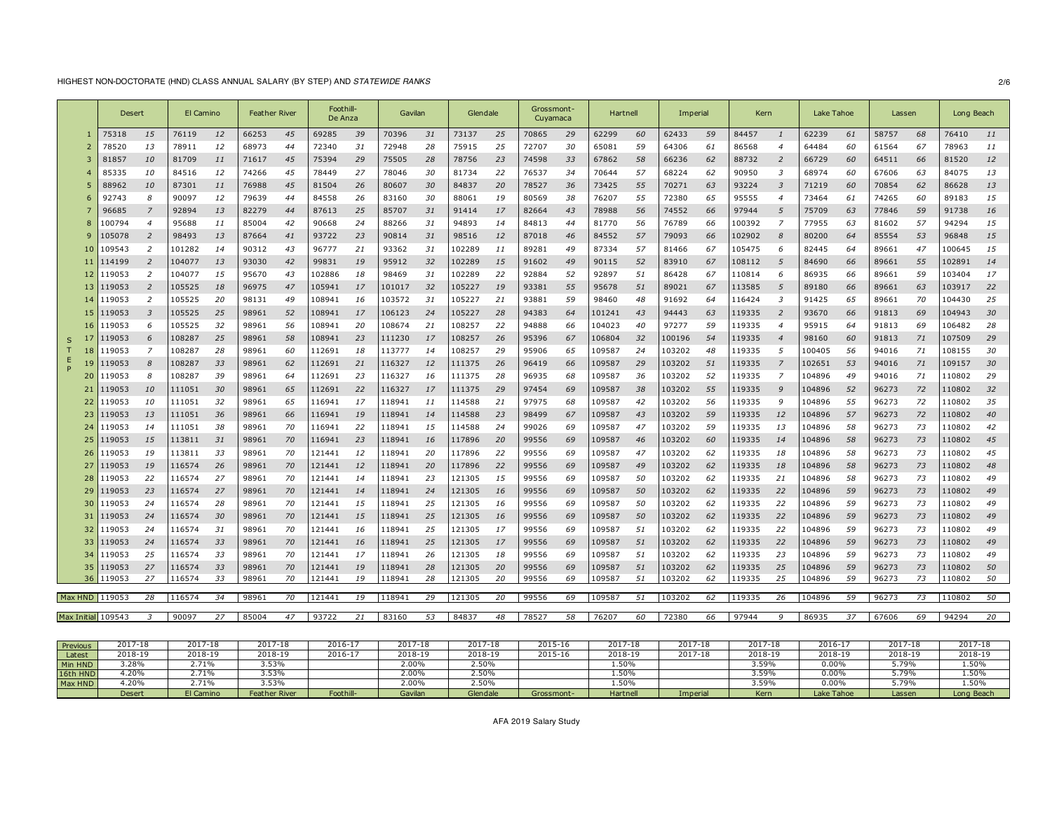HIGHEST NON-DOCTORATE (HND) CLASS ANNUAL SALARY (BY STEP) AND *STATEWIDE RANKS*

| STEP | Desert | | El Camino | | Feather River | | Foothill-De Anza | | Gavilan | | Glendale | | Grossmont-Cuyamaca | | Hartnell | | Imperial | | Kern | | Lake Tahoe | | Lassen | | Long Beach | |
|---|---|---|---|---|---|---|---|---|---|---|---|---|---|---|---|---|---|---|---|---|---|---|---|---|---|---|
| 1 | 75318 | *15* | 76119 | *12* | 66253 | *45* | 69285 | *39* | 70396 | *31* | 73137 | *25* | 70865 | *29* | 62299 | *60* | 62433 | *59* | 84457 | *1* | 62239 | *61* | 58757 | *68* | 76410 | *11* |
| 2 | 78520 | *13* | 78911 | *12* | 68973 | *44* | 72340 | *31* | 72948 | *28* | 75915 | *25* | 72707 | *30* | 65081 | *59* | 64306 | *61* | 86568 | *4* | 64484 | *60* | 61564 | *67* | 78963 | *11* |
| 3 | 81857 | *10* | 81709 | *11* | 71617 | *45* | 75394 | *29* | 75505 | *28* | 78756 | *23* | 74598 | *33* | 67862 | *58* | 66236 | *62* | 88732 | *2* | 66729 | *60* | 64511 | *66* | 81520 | *12* |
| 4 | 85335 | *10* | 84516 | *12* | 74266 | *45* | 78449 | *27* | 78046 | *30* | 81734 | *22* | 76537 | *34* | 70644 | *57* | 68224 | *62* | 90950 | *3* | 68974 | *60* | 67606 | *63* | 84075 | *13* |
| 5 | 88962 | *10* | 87301 | *11* | 76988 | *45* | 81504 | *26* | 80607 | *30* | 84837 | *20* | 78527 | *36* | 73425 | *55* | 70271 | *63* | 93224 | *3* | 71219 | *60* | 70854 | *62* | 86628 | *13* |
| 6 | 92743 | *8* | 90097 | *12* | 79639 | *44* | 84558 | *26* | 83160 | *30* | 88061 | *19* | 80569 | *38* | 76207 | *55* | 72380 | *65* | 95555 | *4* | 73464 | *61* | 74265 | *60* | 89183 | *15* |
| 7 | 96685 | *7* | 92894 | *13* | 82279 | *44* | 87613 | *25* | 85707 | *31* | 91414 | *17* | 82664 | *43* | 78988 | *56* | 74552 | *66* | 97944 | *5* | 75709 | *63* | 77846 | *59* | 91738 | *16* |
| 8 | 100794 | *4* | 95688 | *11* | 85004 | *42* | 90668 | *24* | 88266 | *31* | 94893 | *14* | 84813 | *44* | 81770 | *56* | 76789 | *66* | 100392 | *7* | 77955 | *63* | 81602 | *57* | 94294 | *15* |
| 9 | 105078 | *2* | 98493 | *13* | 87664 | *41* | 93722 | *23* | 90814 | *31* | 98516 | *12* | 87018 | *46* | 84552 | *57* | 79093 | *66* | 102902 | *8* | 80200 | *64* | 85554 | *53* | 96848 | *15* |
| 10 | 109543 | *2* | 101282 | *14* | 90312 | *43* | 96777 | *21* | 93362 | *31* | 102289 | *11* | 89281 | *49* | 87334 | *57* | 81466 | *67* | 105475 | *6* | 82445 | *64* | 89661 | *47* | 100645 | *15* |
| 11 | 114199 | *2* | 104077 | *13* | 93030 | *42* | 99831 | *19* | 95912 | *32* | 102289 | *15* | 91602 | *49* | 90115 | *52* | 83910 | *67* | 108112 | *5* | 84690 | *66* | 89661 | *55* | 102891 | *14* |
| 12 | 119053 | *2* | 104077 | *15* | 95670 | *43* | 102886 | *18* | 98469 | *31* | 102289 | *22* | 92884 | *52* | 92897 | *51* | 86428 | *67* | 110814 | *6* | 86935 | *66* | 89661 | *59* | 103404 | *17* |
| 13 | 119053 | *2* | 105525 | *18* | 96975 | *47* | 105941 | *17* | 101017 | *32* | 105227 | *19* | 93381 | *55* | 95678 | *51* | 89021 | *67* | 113585 | *5* | 89180 | *66* | 89661 | *63* | 103917 | *22* |
| 14 | 119053 | *2* | 105525 | *20* | 98131 | *49* | 108941 | *16* | 103572 | *31* | 105227 | *21* | 93881 | *59* | 98460 | *48* | 91692 | *64* | 116424 | *3* | 91425 | *65* | 89661 | *70* | 104430 | *25* |
| 15 | 119053 | *3* | 105525 | *25* | 98961 | *52* | 108941 | *17* | 106123 | *24* | 105227 | *28* | 94383 | *64* | 101241 | *43* | 94443 | *63* | 119335 | *2* | 93670 | *66* | 91813 | *69* | 104943 | *30* |
| 16 | 119053 | *6* | 105525 | *32* | 98961 | *56* | 108941 | *20* | 108674 | *21* | 108257 | *22* | 94888 | *66* | 104023 | *40* | 97277 | *59* | 119335 | *4* | 95915 | *64* | 91813 | *69* | 106482 | *28* |
| 17 | 119053 | *6* | 108287 | *25* | 98961 | *58* | 108941 | *23* | 111230 | *17* | 108257 | *26* | 95396 | *67* | 106804 | *32* | 100196 | *54* | 119335 | *4* | 98160 | *60* | 91813 | *71* | 107509 | *29* |
| 18 | 119053 | *7* | 108287 | *28* | 98961 | *60* | 112691 | *18* | 113777 | *14* | 108257 | *29* | 95906 | *65* | 109587 | *24* | 103202 | *48* | 119335 | *5* | 100405 | *56* | 94016 | *71* | 108155 | *30* |
| 19 | 119053 | *8* | 108287 | *33* | 98961 | *62* | 112691 | *21* | 116327 | *12* | 111375 | *26* | 96419 | *66* | 109587 | *29* | 103202 | *51* | 119335 | *7* | 102651 | *53* | 94016 | *71* | 109157 | *30* |
| 20 | 119053 | *8* | 108287 | *39* | 98961 | *64* | 112691 | *23* | 116327 | *16* | 111375 | *28* | 96935 | *68* | 109587 | *36* | 103202 | *52* | 119335 | *7* | 104896 | *49* | 94016 | *71* | 110802 | *29* |
| 21 | 119053 | *10* | 111051 | *30* | 98961 | *65* | 112691 | *22* | 116327 | *17* | 111375 | *29* | 97454 | *69* | 109587 | *38* | 103202 | *55* | 119335 | *9* | 104896 | *52* | 96273 | *72* | 110802 | *32* |
| 22 | 119053 | *10* | 111051 | *32* | 98961 | *65* | 116941 | *17* | 118941 | *11* | 114588 | *21* | 97975 | *68* | 109587 | *42* | 103202 | *56* | 119335 | *9* | 104896 | *55* | 96273 | *72* | 110802 | *35* |
| 23 | 119053 | *13* | 111051 | *36* | 98961 | *66* | 116941 | *19* | 118941 | *14* | 114588 | *23* | 98499 | *67* | 109587 | *43* | 103202 | *59* | 119335 | *12* | 104896 | *57* | 96273 | *72* | 110802 | *40* |
| 24 | 119053 | *14* | 111051 | *38* | 98961 | *70* | 116941 | *22* | 118941 | *15* | 114588 | *24* | 99026 | *69* | 109587 | *47* | 103202 | *59* | 119335 | *13* | 104896 | *58* | 96273 | *73* | 110802 | *42* |
| 25 | 119053 | *15* | 113811 | *31* | 98961 | *70* | 116941 | *23* | 118941 | *16* | 117896 | *20* | 99556 | *69* | 109587 | *46* | 103202 | *60* | 119335 | *14* | 104896 | *58* | 96273 | *73* | 110802 | *45* |
| 26 | 119053 | *19* | 113811 | *33* | 98961 | *70* | 121441 | *12* | 118941 | *20* | 117896 | *22* | 99556 | *69* | 109587 | *47* | 103202 | *62* | 119335 | *18* | 104896 | *58* | 96273 | *73* | 110802 | *45* |
| 27 | 119053 | *19* | 116574 | *26* | 98961 | *70* | 121441 | *12* | 118941 | *20* | 117896 | *22* | 99556 | *69* | 109587 | *49* | 103202 | *62* | 119335 | *18* | 104896 | *58* | 96273 | *73* | 110802 | *48* |
| 28 | 119053 | *22* | 116574 | *27* | 98961 | *70* | 121441 | *14* | 118941 | *23* | 121305 | *15* | 99556 | *69* | 109587 | *50* | 103202 | *62* | 119335 | *21* | 104896 | *58* | 96273 | *73* | 110802 | *49* |
| 29 | 119053 | *23* | 116574 | *27* | 98961 | *70* | 121441 | *14* | 118941 | *24* | 121305 | *16* | 99556 | *69* | 109587 | *50* | 103202 | *62* | 119335 | *22* | 104896 | *59* | 96273 | *73* | 110802 | *49* |
| 30 | 119053 | *24* | 116574 | *28* | 98961 | *70* | 121441 | *15* | 118941 | *25* | 121305 | *16* | 99556 | *69* | 109587 | *50* | 103202 | *62* | 119335 | *22* | 104896 | *59* | 96273 | *73* | 110802 | *49* |
| 31 | 119053 | *24* | 116574 | *30* | 98961 | *70* | 121441 | *15* | 118941 | *25* | 121305 | *16* | 99556 | *69* | 109587 | *50* | 103202 | *62* | 119335 | *22* | 104896 | *59* | 96273 | *73* | 110802 | *49* |
| 32 | 119053 | *24* | 116574 | *31* | 98961 | *70* | 121441 | *16* | 118941 | *25* | 121305 | *17* | 99556 | *69* | 109587 | *51* | 103202 | *62* | 119335 | *22* | 104896 | *59* | 96273 | *73* | 110802 | *49* |
| 33 | 119053 | *24* | 116574 | *33* | 98961 | *70* | 121441 | *16* | 118941 | *25* | 121305 | *17* | 99556 | *69* | 109587 | *51* | 103202 | *62* | 119335 | *22* | 104896 | *59* | 96273 | *73* | 110802 | *49* |
| 34 | 119053 | *25* | 116574 | *33* | 98961 | *70* | 121441 | *17* | 118941 | *26* | 121305 | *18* | 99556 | *69* | 109587 | *51* | 103202 | *62* | 119335 | *23* | 104896 | *59* | 96273 | *73* | 110802 | *49* |
| 35 | 119053 | *27* | 116574 | *33* | 98961 | *70* | 121441 | *19* | 118941 | *28* | 121305 | *20* | 99556 | *69* | 109587 | *51* | 103202 | *62* | 119335 | *25* | 104896 | *59* | 96273 | *73* | 110802 | *50* |
| 36 | 119053 | *27* | 116574 | *33* | 98961 | *70* | 121441 | *19* | 118941 | *28* | 121305 | *20* | 99556 | *69* | 109587 | *51* | 103202 | *62* | 119335 | *25* | 104896 | *59* | 96273 | *73* | 110802 | *50* |
| Max HND | 119053 | *28* | 116574 | *34* | 98961 | *70* | 121441 | *19* | 118941 | *29* | 121305 | *20* | 99556 | *69* | 109587 | *51* | 103202 | *62* | 119335 | *26* | 104896 | *59* | 96273 | *73* | 110802 | *50* |
| Max Initial | 109543 | *3* | 90097 | *27* | 85004 | *47* | 93722 | *21* | 83160 | *53* | 84837 | *48* | 78527 | *58* | 76207 | *60* | 72380 | *66* | 97944 | *9* | 86935 | *37* | 67606 | *69* | 94294 | *20* |

| | Desert | El Camino | Feather River | Foothill- | Gavilan | Glendale | Grossmont- | Hartnell | Imperial | Kern | Lake Tahoe | Lassen | Long Beach |
|---|---|---|---|---|---|---|---|---|---|---|---|---|---|
| Previous | 2017-18 | 2017-18 | 2017-18 | 2016-17 | 2017-18 | 2017-18 | 2015-16 | 2017-18 | 2017-18 | 2017-18 | 2016-17 | 2017-18 | 2017-18 |
| Latest | 2018-19 | 2018-19 | 2018-19 | 2016-17 | 2018-19 | 2018-19 | 2015-16 | 2018-19 | 2017-18 | 2018-19 | 2018-19 | 2018-19 | 2018-19 |
| Min HND | 3.28% | 2.71% | 3.53% | | 2.00% | 2.50% | | 1.50% | | 3.59% | 0.00% | 5.79% | 1.50% |
| 16th HND | 4.20% | 2.71% | 3.53% | | 2.00% | 2.50% | | 1.50% | | 3.59% | 0.00% | 5.79% | 1.50% |
| Max HND | 4.20% | 2.71% | 3.53% | | 2.00% | 2.50% | | 1.50% | | 3.59% | 0.00% | 5.79% | 1.50% |

AFA 2019 Salary Study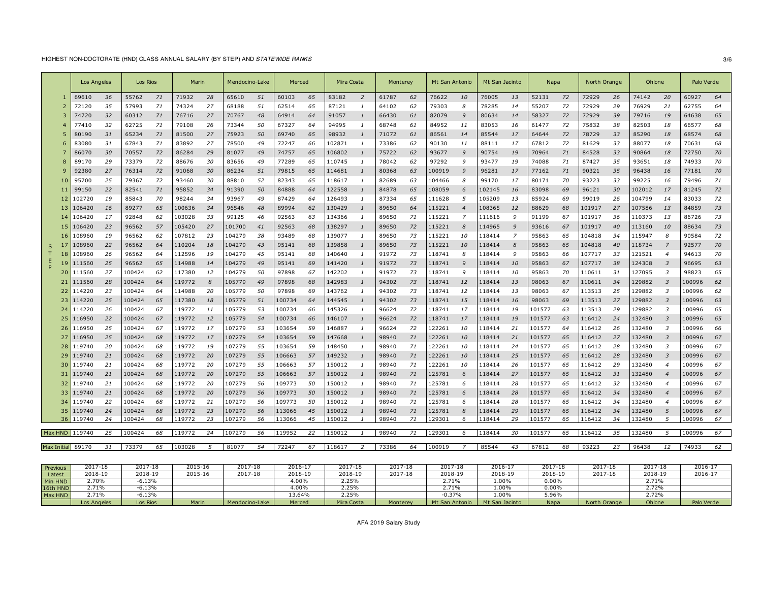HIGHEST NON-DOCTORATE (HND) CLASS ANNUAL SALARY (BY STEP) AND *STATEWIDE RANKS*

| STEP | Los Angeles | | Los Rios | | Marin | | Mendocino-Lake | | Merced | | Mira Costa | | Monterey | | Mt San Antonio | | Mt San Jacinto | | Napa | | North Orange | | Ohlone | | Palo Verde | |
|---|---|---|---|---|---|---|---|---|---|---|---|---|---|---|---|---|---|---|---|---|---|---|---|---|---|---|
| 1 | 69610 | *36* | 55762 | *71* | 71932 | *28* | 65610 | *51* | 60103 | *65* | 83182 | *2* | 61787 | *62* | 76622 | *10* | 76005 | *13* | 52131 | *72* | 72929 | *26* | 74142 | *20* | 60927 | *64* |
| 2 | 72120 | *35* | 57993 | *71* | 74324 | *27* | 68188 | *51* | 62514 | *65* | 87121 | *1* | 64102 | *62* | 79303 | *8* | 78285 | *14* | 55207 | *72* | 72929 | *29* | 76929 | *21* | 62755 | *64* |
| 3 | 74720 | *32* | 60312 | *71* | 76716 | *27* | 70767 | *48* | 64914 | *64* | 91057 | *1* | 66430 | *61* | 82079 | *9* | 80634 | *14* | 58327 | *72* | 72929 | *39* | 79716 | *19* | 64638 | *65* |
| 4 | 77410 | *32* | 62725 | *71* | 79108 | *26* | 73344 | *50* | 67327 | *64* | 94995 | *1* | 68748 | *61* | 84952 | *11* | 83053 | *16* | 61477 | *72* | 75832 | *38* | 82503 | *18* | 66577 | *68* |
| 5 | 80190 | *31* | 65234 | *71* | 81500 | *27* | 75923 | *50* | 69740 | *65* | 98932 | *1* | 71072 | *61* | 86561 | *14* | 85544 | *17* | 64644 | *72* | 78729 | *33* | 85290 | *18* | 68574 | *68* |
| 6 | 83080 | *31* | 67843 | *71* | 83892 | *27* | 78500 | *49* | 72247 | *66* | 102871 | *1* | 73386 | *62* | 90130 | *11* | 88111 | *17* | 67812 | *72* | 81629 | *33* | 88077 | *18* | 70631 | *68* |
| 7 | 86070 | *30* | 70557 | *72* | 86284 | *29* | 81077 | *49* | 74757 | *65* | 106802 | *1* | 75722 | *62* | 93677 | *9* | 90754 | *19* | 70964 | *71* | 84528 | *33* | 90864 | *18* | 72750 | *70* |
| 8 | 89170 | *29* | 73379 | *72* | 88676 | *30* | 83656 | *49* | 77289 | *65* | 110745 | *1* | 78042 | *62* | 97292 | *9* | 93477 | *19* | 74088 | *71* | 87427 | *35* | 93651 | *18* | 74933 | *70* |
| 9 | 92380 | *27* | 76314 | *72* | 91068 | *30* | 86234 | *51* | 79815 | *65* | 114681 | *1* | 80368 | *63* | 100919 | *9* | 96281 | *17* | 77162 | *71* | 90321 | *35* | 96438 | *16* | 77181 | *70* |
| 10 | 95700 | *25* | 79367 | *72* | 93460 | *30* | 88810 | *52* | 82343 | *65* | 118617 | *1* | 82689 | *63* | 104466 | *8* | 99170 | *17* | 80171 | *70* | 93223 | *33* | 99225 | *16* | 79496 | *71* |
| 11 | 99150 | *22* | 82541 | *71* | 95852 | *34* | 91390 | *50* | 84888 | *64* | 122558 | *1* | 84878 | *65* | 108059 | *6* | 102145 | *16* | 83098 | *69* | 96121 | *30* | 102012 | *17* | 81245 | *72* |
| 12 | 102720 | *19* | 85843 | *70* | 98244 | *34* | 93967 | *49* | 87429 | *64* | 126493 | *1* | 87334 | *65* | 111628 | *5* | 105209 | *13* | 85924 | *69* | 99019 | *26* | 104799 | *14* | 83033 | *72* |
| 13 | 106420 | *16* | 89277 | *65* | 100636 | *34* | 96546 | *48* | 89994 | *62* | 130429 | *1* | 89650 | *64* | 115221 | *4* | 108365 | *12* | 88629 | *68* | 101917 | *27* | 107586 | *13* | 84859 | *73* |
| 14 | 106420 | *17* | 92848 | *62* | 103028 | *33* | 99125 | *46* | 92563 | *63* | 134366 | *1* | 89650 | *71* | 115221 | *7* | 111616 | *9* | 91199 | *67* | 101917 | *36* | 110373 | *13* | 86726 | *73* |
| 15 | 106420 | *23* | 96562 | *57* | 105420 | *27* | 101700 | *41* | 92563 | *68* | 138297 | *1* | 89650 | *72* | 115221 | *8* | 114965 | *9* | 93616 | *67* | 101917 | *40* | 113160 | *10* | 88634 | *73* |
| 16 | 108960 | *19* | 96562 | *62* | 107812 | *23* | 104279 | *38* | 93489 | *68* | 139077 | *1* | 89650 | *73* | 115221 | *10* | 118414 | *7* | 95863 | *65* | 104818 | *34* | 115947 | *8* | 90584 | *72* |
| 17 | 108960 | *22* | 96562 | *64* | 110204 | *18* | 104279 | *43* | 95141 | *68* | 139858 | *1* | 89650 | *73* | 115221 | *10* | 118414 | *8* | 95863 | *65* | 104818 | *40* | 118734 | *7* | 92577 | *70* |
| 18 | 108960 | *26* | 96562 | *64* | 112596 | *19* | 104279 | *45* | 95141 | *68* | 140640 | *1* | 91972 | *73* | 118741 | *8* | 118414 | *9* | 95863 | *66* | 107717 | *33* | 121521 | *4* | 94613 | *70* |
| 19 | 111560 | *25* | 96562 | *65* | 114988 | *14* | 104279 | *49* | 95141 | *69* | 141420 | *1* | 91972 | *73* | 118741 | *9* | 118414 | *10* | 95863 | *67* | 107717 | *38* | 124308 | *3* | 96695 | *63* |
| 20 | 111560 | *27* | 100424 | *62* | 117380 | *12* | 104279 | *50* | 97898 | *67* | 142202 | *1* | 91972 | *73* | 118741 | *9* | 118414 | *10* | 95863 | *70* | 110611 | *31* | 127095 | *3* | 98823 | *65* |
| 21 | 111560 | *28* | 100424 | *64* | 119772 | *8* | 105779 | *49* | 97898 | *68* | 142983 | *1* | 94302 | *73* | 118741 | *12* | 118414 | *13* | 98063 | *67* | 110611 | *34* | 129882 | *3* | 100996 | *62* |
| 22 | 114220 | *23* | 100424 | *64* | 114988 | *20* | 105779 | *50* | 97898 | *69* | 143762 | *1* | 94302 | *73* | 118741 | *12* | 118414 | *13* | 98063 | *67* | 113513 | *25* | 129882 | *3* | 100996 | *62* |
| 23 | 114220 | *25* | 100424 | *65* | 117380 | *18* | 105779 | *51* | 100734 | *64* | 144545 | *1* | 94302 | *73* | 118741 | *15* | 118414 | *16* | 98063 | *69* | 113513 | *27* | 129882 | *3* | 100996 | *63* |
| 24 | 114220 | *26* | 100424 | *67* | 119772 | *11* | 105779 | *53* | 100734 | *66* | 145326 | *1* | 96624 | *72* | 118741 | *17* | 118414 | *19* | 101577 | *63* | 113513 | *29* | 129882 | *3* | 100996 | *65* |
| 25 | 116950 | *22* | 100424 | *67* | 119772 | *12* | 105779 | *54* | 100734 | *66* | 146107 | *1* | 96624 | *72* | 118741 | *17* | 118414 | *19* | 101577 | *63* | 116412 | *24* | 132480 | *3* | 100996 | *65* |
| 26 | 116950 | *25* | 100424 | *67* | 119772 | *17* | 107279 | *53* | 103654 | *59* | 146887 | *1* | 96624 | *72* | 122261 | *10* | 118414 | *21* | 101577 | *64* | 116412 | *26* | 132480 | *3* | 100996 | *66* |
| 27 | 116950 | *25* | 100424 | *68* | 119772 | *17* | 107279 | *54* | 103654 | *59* | 147668 | *1* | 98940 | *71* | 122261 | *10* | 118414 | *21* | 101577 | *65* | 116412 | *27* | 132480 | *3* | 100996 | *67* |
| 28 | 119740 | *20* | 100424 | *68* | 119772 | *19* | 107279 | *55* | 103654 | *59* | 148450 | *1* | 98940 | *71* | 122261 | *10* | 118414 | *24* | 101577 | *65* | 116412 | *28* | 132480 | *3* | 100996 | *67* |
| 29 | 119740 | *21* | 100424 | *68* | 119772 | *20* | 107279 | *55* | 106663 | *57* | 149232 | *1* | 98940 | *71* | 122261 | *10* | 118414 | *25* | 101577 | *65* | 116412 | *28* | 132480 | *3* | 100996 | *67* |
| 30 | 119740 | *21* | 100424 | *68* | 119772 | *20* | 107279 | *55* | 106663 | *57* | 150012 | *1* | 98940 | *71* | 122261 | *10* | 118414 | *26* | 101577 | *65* | 116412 | *29* | 132480 | *4* | 100996 | *67* |
| 31 | 119740 | *21* | 100424 | *68* | 119772 | *20* | 107279 | *55* | 106663 | *57* | 150012 | *1* | 98940 | *71* | 125781 | *6* | 118414 | *27* | 101577 | *65* | 116412 | *31* | 132480 | *4* | 100996 | *67* |
| 32 | 119740 | *21* | 100424 | *68* | 119772 | *20* | 107279 | *56* | 109773 | *50* | 150012 | *1* | 98940 | *71* | 125781 | *6* | 118414 | *28* | 101577 | *65* | 116412 | *32* | 132480 | *4* | 100996 | *67* |
| 33 | 119740 | *21* | 100424 | *68* | 119772 | *20* | 107279 | *56* | 109773 | *50* | 150012 | *1* | 98940 | *71* | 125781 | *6* | 118414 | *28* | 101577 | *65* | 116412 | *34* | 132480 | *4* | 100996 | *67* |
| 34 | 119740 | *22* | 100424 | *68* | 119772 | *21* | 107279 | *56* | 109773 | *50* | 150012 | *1* | 98940 | *71* | 125781 | *6* | 118414 | *28* | 101577 | *65* | 116412 | *34* | 132480 | *4* | 100996 | *67* |
| 35 | 119740 | *24* | 100424 | *68* | 119772 | *23* | 107279 | *56* | 113066 | *45* | 150012 | *1* | 98940 | *71* | 125781 | *8* | 118414 | *29* | 101577 | *65* | 116412 | *34* | 132480 | *5* | 100996 | *67* |
| 36 | 119740 | *24* | 100424 | *68* | 119772 | *23* | 107279 | *56* | 113066 | *45* | 150012 | *1* | 98940 | *71* | 129301 | *6* | 118414 | *29* | 101577 | *65* | 116412 | *34* | 132480 | *5* | 100996 | *67* |
| Max HND | 119740 | *25* | 100424 | *68* | 119772 | *24* | 107279 | *56* | 119952 | *22* | 150012 | *1* | 98940 | *71* | 129301 | *6* | 118414 | *30* | 101577 | *65* | 116412 | *35* | 132480 | *5* | 100996 | *67* |
| Max Initial | 89170 | *31* | 73379 | *65* | 103028 | *5* | 81077 | *54* | 72247 | *67* | 118617 | *2* | 73386 | *64* | 100919 | *7* | 85544 | *43* | 67812 | *68* | 93223 | *23* | 96438 | *12* | 74933 | *62* |

| | Los Angeles | Los Rios | Marin | Mendocino-Lake | Merced | Mira Costa | Monterey | Mt San Antonio | Mt San Jacinto | Napa | North Orange | Ohlone | Palo Verde |
|---|---|---|---|---|---|---|---|---|---|---|---|---|---|
| Previous | 2017-18 | 2017-18 | 2015-16 | 2017-18 | 2016-17 | 2017-18 | 2017-18 | 2017-18 | 2016-17 | 2017-18 | 2017-18 | 2017-18 | 2016-17 |
| Latest | 2018-19 | 2018-19 | 2015-16 | 2017-18 | 2018-19 | 2018-19 | 2017-18 | 2018-19 | 2018-19 | 2018-19 | 2017-18 | 2018-19 | 2016-17 |
| Min HND | 2.70% | -6.13% | | | 4.00% | 2.25% | | 2.71% | 1.00% | 0.00% | | 2.71% | |
| 16th HND | 2.71% | -6.13% | | | 4.00% | 2.25% | | 2.71% | 1.00% | 0.00% | | 2.72% | |
| Max HND | 2.71% | -6.13% | | | 13.64% | 2.25% | | -0.37% | 1.00% | 5.96% | | 2.72% | |
| | Los Angeles | Los Rios | Marin | Mendocino-Lake | Merced | Mira Costa | Monterey | Mt San Antonio | Mt San Jacinto | Napa | North Orange | Ohlone | Palo Verde |

AFA 2019 Salary Study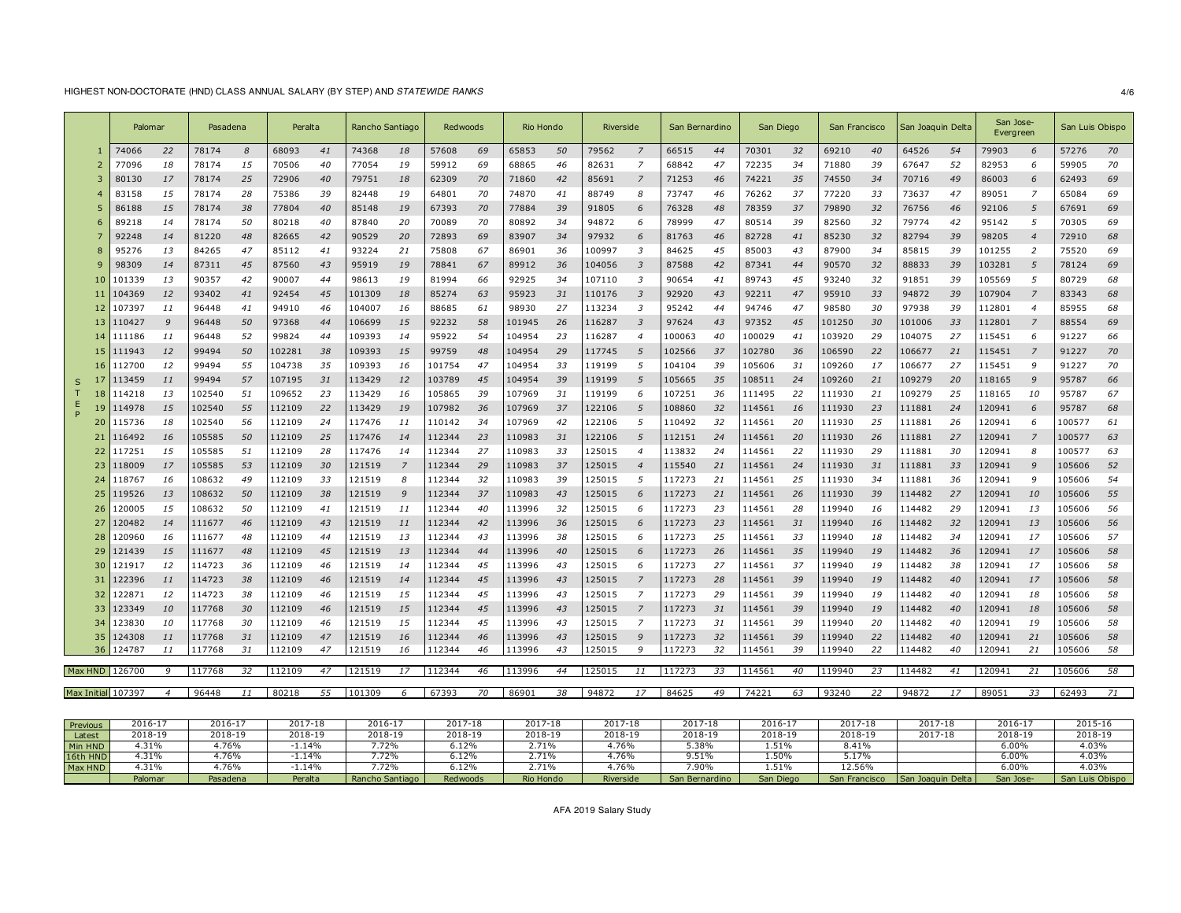HIGHEST NON-DOCTORATE (HND) CLASS ANNUAL SALARY (BY STEP) AND *STATEWIDE RANKS*

| STEP | Palomar | | Pasadena | | Peralta | | Rancho Santiago | | Redwoods | | Rio Hondo | | Riverside | | San Bernardino | | San Diego | | San Francisco | | San Joaquin Delta | | San Jose-Evergreen | | San Luis Obispo | |
|---|---|---|---|---|---|---|---|---|---|---|---|---|---|---|---|---|---|---|---|---|---|---|---|---|---|---|
| 1 | 74066 | *22* | 78174 | *8* | 68093 | *41* | 74368 | *18* | 57608 | *69* | 65853 | *50* | 79562 | *7* | 66515 | *44* | 70301 | *32* | 69210 | *40* | 64526 | *54* | 79903 | *6* | 57276 | *70* |
| 2 | 77096 | *18* | 78174 | *15* | 70506 | *40* | 77054 | *19* | 59912 | *69* | 68865 | *46* | 82631 | *7* | 68842 | *47* | 72235 | *34* | 71880 | *39* | 67647 | *52* | 82953 | *6* | 59905 | *70* |
| 3 | 80130 | *17* | 78174 | *25* | 72906 | *40* | 79751 | *18* | 62309 | *70* | 71860 | *42* | 85691 | *7* | 71253 | *46* | 74221 | *35* | 74550 | *34* | 70716 | *49* | 86003 | *6* | 62493 | *69* |
| 4 | 83158 | *15* | 78174 | *28* | 75386 | *39* | 82448 | *19* | 64801 | *70* | 74870 | *41* | 88749 | *8* | 73747 | *46* | 76262 | *37* | 77220 | *33* | 73637 | *47* | 89051 | *7* | 65084 | *69* |
| 5 | 86188 | *15* | 78174 | *38* | 77804 | *40* | 85148 | *19* | 67393 | *70* | 77884 | *39* | 91805 | *6* | 76328 | *48* | 78359 | *37* | 79890 | *32* | 76756 | *46* | 92106 | *5* | 67691 | *69* |
| 6 | 89218 | *14* | 78174 | *50* | 80218 | *40* | 87840 | *20* | 70089 | *70* | 80892 | *34* | 94872 | *6* | 78999 | *47* | 80514 | *39* | 82560 | *32* | 79774 | *42* | 95142 | *5* | 70305 | *69* |
| 7 | 92248 | *14* | 81220 | *48* | 82665 | *42* | 90529 | *20* | 72893 | *69* | 83907 | *34* | 97932 | *6* | 81763 | *46* | 82728 | *41* | 85230 | *32* | 82794 | *39* | 98205 | *4* | 72910 | *68* |
| 8 | 95276 | *13* | 84265 | *47* | 85112 | *41* | 93224 | *21* | 75808 | *67* | 86901 | *36* | 100997 | *3* | 84625 | *45* | 85003 | *43* | 87900 | *34* | 85815 | *39* | 101255 | *2* | 75520 | *69* |
| 9 | 98309 | *14* | 87311 | *45* | 87560 | *43* | 95919 | *19* | 78841 | *67* | 89912 | *36* | 104056 | *3* | 87588 | *42* | 87341 | *44* | 90570 | *32* | 88833 | *39* | 103281 | *5* | 78124 | *69* |
| 10 | 101339 | *13* | 90357 | *42* | 90007 | *44* | 98613 | *19* | 81994 | *66* | 92925 | *34* | 107110 | *3* | 90654 | *41* | 89743 | *45* | 93240 | *32* | 91851 | *39* | 105569 | *5* | 80729 | *68* |
| 11 | 104369 | *12* | 93402 | *41* | 92454 | *45* | 101309 | *18* | 85274 | *63* | 95923 | *31* | 110176 | *3* | 92920 | *43* | 92211 | *47* | 95910 | *33* | 94872 | *39* | 107904 | *7* | 83343 | *68* |
| 12 | 107397 | *11* | 96448 | *41* | 94910 | *46* | 104007 | *16* | 88685 | *61* | 98930 | *27* | 113234 | *3* | 95242 | *44* | 94746 | *47* | 98580 | *30* | 97938 | *39* | 112801 | *4* | 85955 | *68* |
| 13 | 110427 | *9* | 96448 | *50* | 97368 | *44* | 106699 | *15* | 92232 | *58* | 101945 | *26* | 116287 | *3* | 97624 | *43* | 97352 | *45* | 101250 | *30* | 101006 | *33* | 112801 | *7* | 88554 | *69* |
| 14 | 111186 | *11* | 96448 | *52* | 99824 | *44* | 109393 | *14* | 95922 | *54* | 104954 | *23* | 116287 | *4* | 100063 | *40* | 100029 | *41* | 103920 | *29* | 104075 | *27* | 115451 | *6* | 91227 | *66* |
| 15 | 111943 | *12* | 99494 | *50* | 102281 | *38* | 109393 | *15* | 99759 | *48* | 104954 | *29* | 117745 | *5* | 102566 | *37* | 102780 | *36* | 106590 | *22* | 106677 | *21* | 115451 | *7* | 91227 | *70* |
| 16 | 112700 | *12* | 99494 | *55* | 104738 | *35* | 109393 | *16* | 101754 | *47* | 104954 | *33* | 119199 | *5* | 104104 | *39* | 105606 | *31* | 109260 | *17* | 106677 | *27* | 115451 | *9* | 91227 | *70* |
| 17 | 113459 | *11* | 99494 | *57* | 107195 | *31* | 113429 | *12* | 103789 | *45* | 104954 | *39* | 119199 | *5* | 105665 | *35* | 108511 | *24* | 109260 | *21* | 109279 | *20* | 118165 | *9* | 95787 | *66* |
| 18 | 114218 | *13* | 102540 | *51* | 109652 | *23* | 113429 | *16* | 105865 | *39* | 107969 | *31* | 119199 | *6* | 107251 | *36* | 111495 | *22* | 111930 | *21* | 109279 | *25* | 118165 | *10* | 95787 | *67* |
| 19 | 114978 | *15* | 102540 | *55* | 112109 | *22* | 113429 | *19* | 107982 | *36* | 107969 | *37* | 122106 | *5* | 108860 | *32* | 114561 | *16* | 111930 | *23* | 111881 | *24* | 120941 | *6* | 95787 | *68* |
| 20 | 115736 | *18* | 102540 | *56* | 112109 | *24* | 117476 | *11* | 110142 | *34* | 107969 | *42* | 122106 | *5* | 110492 | *32* | 114561 | *20* | 111930 | *25* | 111881 | *26* | 120941 | *6* | 100577 | *61* |
| 21 | 116492 | *16* | 105585 | *50* | 112109 | *25* | 117476 | *14* | 112344 | *23* | 110983 | *31* | 122106 | *5* | 112151 | *24* | 114561 | *20* | 111930 | *26* | 111881 | *27* | 120941 | *7* | 100577 | *63* |
| 22 | 117251 | *15* | 105585 | *51* | 112109 | *28* | 117476 | *14* | 112344 | *27* | 110983 | *33* | 125015 | *4* | 113832 | *24* | 114561 | *22* | 111930 | *29* | 111881 | *30* | 120941 | *8* | 100577 | *63* |
| 23 | 118009 | *17* | 105585 | *53* | 112109 | *30* | 121519 | *7* | 112344 | *29* | 110983 | *37* | 125015 | *4* | 115540 | *21* | 114561 | *24* | 111930 | *31* | 111881 | *33* | 120941 | *9* | 105606 | *52* |
| 24 | 118767 | *16* | 108632 | *49* | 112109 | *33* | 121519 | *8* | 112344 | *32* | 110983 | *39* | 125015 | *5* | 117273 | *21* | 114561 | *25* | 111930 | *34* | 111881 | *36* | 120941 | *9* | 105606 | *54* |
| 25 | 119526 | *13* | 108632 | *50* | 112109 | *38* | 121519 | *9* | 112344 | *37* | 110983 | *43* | 125015 | *6* | 117273 | *21* | 114561 | *26* | 111930 | *39* | 114482 | *27* | 120941 | *10* | 105606 | *55* |
| 26 | 120005 | *15* | 108632 | *50* | 112109 | *41* | 121519 | *11* | 112344 | *40* | 113996 | *32* | 125015 | *6* | 117273 | *23* | 114561 | *28* | 119940 | *16* | 114482 | *29* | 120941 | *13* | 105606 | *56* |
| 27 | 120482 | *14* | 111677 | *46* | 112109 | *43* | 121519 | *11* | 112344 | *42* | 113996 | *36* | 125015 | *6* | 117273 | *23* | 114561 | *31* | 119940 | *16* | 114482 | *32* | 120941 | *13* | 105606 | *56* |
| 28 | 120960 | *16* | 111677 | *48* | 112109 | *44* | 121519 | *13* | 112344 | *43* | 113996 | *38* | 125015 | *6* | 117273 | *25* | 114561 | *33* | 119940 | *18* | 114482 | *34* | 120941 | *17* | 105606 | *57* |
| 29 | 121439 | *15* | 111677 | *48* | 112109 | *45* | 121519 | *13* | 112344 | *44* | 113996 | *40* | 125015 | *6* | 117273 | *26* | 114561 | *35* | 119940 | *19* | 114482 | *36* | 120941 | *17* | 105606 | *58* |
| 30 | 121917 | *12* | 114723 | *36* | 112109 | *46* | 121519 | *14* | 112344 | *45* | 113996 | *43* | 125015 | *6* | 117273 | *27* | 114561 | *37* | 119940 | *19* | 114482 | *38* | 120941 | *17* | 105606 | *58* |
| 31 | 122396 | *11* | 114723 | *38* | 112109 | *46* | 121519 | *14* | 112344 | *45* | 113996 | *43* | 125015 | *7* | 117273 | *28* | 114561 | *39* | 119940 | *19* | 114482 | *40* | 120941 | *17* | 105606 | *58* |
| 32 | 122871 | *12* | 114723 | *38* | 112109 | *46* | 121519 | *15* | 112344 | *45* | 113996 | *43* | 125015 | *7* | 117273 | *29* | 114561 | *39* | 119940 | *19* | 114482 | *40* | 120941 | *18* | 105606 | *58* |
| 33 | 123349 | *10* | 117768 | *30* | 112109 | *46* | 121519 | *15* | 112344 | *45* | 113996 | *43* | 125015 | *7* | 117273 | *31* | 114561 | *39* | 119940 | *19* | 114482 | *40* | 120941 | *18* | 105606 | *58* |
| 34 | 123830 | *10* | 117768 | *30* | 112109 | *46* | 121519 | *15* | 112344 | *45* | 113996 | *43* | 125015 | *7* | 117273 | *31* | 114561 | *39* | 119940 | *20* | 114482 | *40* | 120941 | *19* | 105606 | *58* |
| 35 | 124308 | *11* | 117768 | *31* | 112109 | *47* | 121519 | *16* | 112344 | *46* | 113996 | *43* | 125015 | *9* | 117273 | *32* | 114561 | *39* | 119940 | *22* | 114482 | *40* | 120941 | *21* | 105606 | *58* |
| 36 | 124787 | *11* | 117768 | *31* | 112109 | *47* | 121519 | *16* | 112344 | *46* | 113996 | *43* | 125015 | *9* | 117273 | *32* | 114561 | *39* | 119940 | *22* | 114482 | *40* | 120941 | *21* | 105606 | *58* |
| Max HND | 126700 | *9* | 117768 | *32* | 112109 | *47* | 121519 | *17* | 112344 | *46* | 113996 | *44* | 125015 | *11* | 117273 | *33* | 114561 | *40* | 119940 | *23* | 114482 | *41* | 120941 | *21* | 105606 | *58* |
| Max Initial | 107397 | *4* | 96448 | *11* | 80218 | *55* | 101309 | *6* | 67393 | *70* | 86901 | *38* | 94872 | *17* | 84625 | *49* | 74221 | *63* | 93240 | *22* | 94872 | *17* | 89051 | *33* | 62493 | *71* |

| | Palomar | Pasadena | Peralta | Rancho Santiago | Redwoods | Rio Hondo | Riverside | San Bernardino | San Diego | San Francisco | San Joaquin Delta | San Jose- | San Luis Obispo |
|---|---|---|---|---|---|---|---|---|---|---|---|---|---|
| Previous | 2016-17 | 2016-17 | 2017-18 | 2016-17 | 2017-18 | 2017-18 | 2017-18 | 2017-18 | 2016-17 | 2017-18 | 2017-18 | 2016-17 | 2015-16 |
| Latest | 2018-19 | 2018-19 | 2018-19 | 2018-19 | 2018-19 | 2018-19 | 2018-19 | 2018-19 | 2018-19 | 2018-19 | 2017-18 | 2018-19 | 2018-19 |
| Min HND | 4.31% | 4.76% | -1.14% | 7.72% | 6.12% | 2.71% | 4.76% | 5.38% | 1.51% | 8.41% | | 6.00% | 4.03% |
| 16th HND | 4.31% | 4.76% | -1.14% | 7.72% | 6.12% | 2.71% | 4.76% | 9.51% | 1.50% | 5.17% | | 6.00% | 4.03% |
| Max HND | 4.31% | 4.76% | -1.14% | 7.72% | 6.12% | 2.71% | 4.76% | 7.90% | 1.51% | 12.56% | | 6.00% | 4.03% |

AFA 2019 Salary Study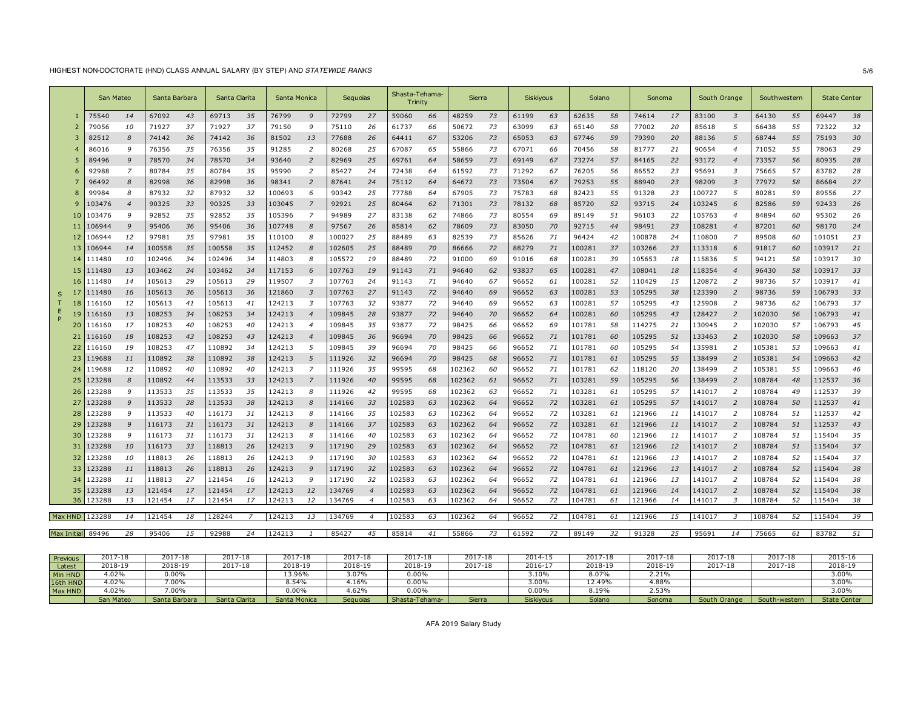HIGHEST NON-DOCTORATE (HND) CLASS ANNUAL SALARY (BY STEP) AND *STATEWIDE RANKS*

| STEP | San Mateo | | Santa Barbara | | Santa Clarita | | Santa Monica | | Sequoias | | Shasta-Tehama-Trinity | | Sierra | | Siskiyous | | Solano | | Sonoma | | South Orange | | Southwestern | | State Center | |
|---|---|---|---|---|---|---|---|---|---|---|---|---|---|---|---|---|---|---|---|---|---|---|---|---|---|---|
| 1 | 75540 | *14* | 67092 | *43* | 69713 | *35* | 76799 | *9* | 72799 | *27* | 59060 | *66* | 48259 | *73* | 61199 | *63* | 62635 | *58* | 74614 | *17* | 83100 | *3* | 64130 | *55* | 69447 | *38* |
| 2 | 79056 | *10* | 71927 | *37* | 71927 | *37* | 79150 | *9* | 75110 | *26* | 61737 | *66* | 50672 | *73* | 63099 | *63* | 65140 | *58* | 77002 | *20* | 85618 | *5* | 66438 | *55* | 72322 | *32* |
| 3 | 82512 | *8* | 74142 | *36* | 74142 | *36* | 81502 | *13* | 77688 | *26* | 64411 | *67* | 53206 | *73* | 65053 | *63* | 67746 | *59* | 79390 | *20* | 88136 | *5* | 68744 | *55* | 75193 | *30* |
| 4 | 86016 | *9* | 76356 | *35* | 76356 | *35* | 91285 | *2* | 80268 | *25* | 67087 | *65* | 55866 | *73* | 67071 | *66* | 70456 | *58* | 81777 | *21* | 90654 | *4* | 71052 | *55* | 78063 | *29* |
| 5 | 89496 | *9* | 78570 | *34* | 78570 | *34* | 93640 | *2* | 82969 | *25* | 69761 | *64* | 58659 | *73* | 69149 | *67* | 73274 | *57* | 84165 | *22* | 93172 | *4* | 73357 | *56* | 80935 | *28* |
| 6 | 92988 | *7* | 80784 | *35* | 80784 | *35* | 95990 | *2* | 85427 | *24* | 72438 | *64* | 61592 | *73* | 71292 | *67* | 76205 | *56* | 86552 | *23* | 95691 | *3* | 75665 | *57* | 83782 | *28* |
| 7 | 96492 | *8* | 82998 | *36* | 82998 | *36* | 98341 | *2* | 87641 | *24* | 75112 | *64* | 64672 | *73* | 73504 | *67* | 79253 | *55* | 88940 | *23* | 98209 | *3* | 77972 | *58* | 86684 | *27* |
| 8 | 99984 | *8* | 87932 | *32* | 87932 | *32* | 100693 | *6* | 90342 | *25* | 77788 | *64* | 67905 | *73* | 75783 | *68* | 82423 | *55* | 91328 | *23* | 100727 | *5* | 80281 | *59* | 89556 | *27* |
| 9 | 103476 | *4* | 90325 | *33* | 90325 | *33* | 103045 | *7* | 92921 | *25* | 80464 | *62* | 71301 | *73* | 78132 | *68* | 85720 | *52* | 93715 | *24* | 103245 | *6* | 82586 | *59* | 92433 | *26* |
| 10 | 103476 | *9* | 92852 | *35* | 92852 | *35* | 105396 | *7* | 94989 | *27* | 83138 | *62* | 74866 | *73* | 80554 | *69* | 89149 | *51* | 96103 | *22* | 105763 | *4* | 84894 | *60* | 95302 | *26* |
| 11 | 106944 | *9* | 95406 | *36* | 95406 | *36* | 107748 | *8* | 97567 | *26* | 85814 | *62* | 78609 | *73* | 83050 | *70* | 92715 | *44* | 98491 | *23* | 108281 | *4* | 87201 | *60* | 98170 | *24* |
| 12 | 106944 | *12* | 97981 | *35* | 97981 | *35* | 110100 | *8* | 100027 | *25* | 88489 | *63* | 82539 | *73* | 85626 | *71* | 96424 | *42* | 100878 | *24* | 110800 | *7* | 89508 | *60* | 101051 | *23* |
| 13 | 106944 | *14* | 100558 | *35* | 100558 | *35* | 112452 | *8* | 102605 | *25* | 88489 | *70* | 86666 | *72* | 88279 | *71* | 100281 | *37* | 103266 | *23* | 113318 | *6* | 91817 | *60* | 103917 | *21* |
| 14 | 111480 | *10* | 102496 | *34* | 102496 | *34* | 114803 | *8* | 105572 | *19* | 88489 | *72* | 91000 | *69* | 91016 | *68* | 100281 | *39* | 105653 | *18* | 115836 | *5* | 94121 | *58* | 103917 | *30* |
| 15 | 111480 | *13* | 103462 | *34* | 103462 | *34* | 117153 | *6* | 107763 | *19* | 91143 | *71* | 94640 | *62* | 93837 | *65* | 100281 | *47* | 108041 | *18* | 118354 | *4* | 96430 | *58* | 103917 | *33* |
| 16 | 111480 | *14* | 105613 | *29* | 105613 | *29* | 119507 | *3* | 107763 | *24* | 91143 | *71* | 94640 | *67* | 96652 | *61* | 100281 | *52* | 110429 | *15* | 120872 | *2* | 98736 | *57* | 103917 | *41* |
| 17 | 111480 | *16* | 105613 | *36* | 105613 | *36* | 121860 | *3* | 107763 | *27* | 91143 | *72* | 94640 | *69* | 96652 | *63* | 100281 | *53* | 105295 | *38* | 123390 | *2* | 98736 | *59* | 106793 | *33* |
| 18 | 116160 | *12* | 105613 | *41* | 105613 | *41* | 124213 | *3* | 107763 | *32* | 93877 | *72* | 94640 | *69* | 96652 | *63* | 100281 | *57* | 105295 | *43* | 125908 | *2* | 98736 | *62* | 106793 | *37* |
| 19 | 116160 | *13* | 108253 | *34* | 108253 | *34* | 124213 | *4* | 109845 | *28* | 93877 | *72* | 94640 | *70* | 96652 | *64* | 100281 | *60* | 105295 | *43* | 128427 | *2* | 102030 | *56* | 106793 | *41* |
| 20 | 116160 | *17* | 108253 | *40* | 108253 | *40* | 124213 | *4* | 109845 | *35* | 93877 | *72* | 98425 | *66* | 96652 | *69* | 101781 | *58* | 114275 | *21* | 130945 | *2* | 102030 | *57* | 106793 | *45* |
| 21 | 116160 | *18* | 108253 | *43* | 108253 | *43* | 124213 | *4* | 109845 | *36* | 96694 | *70* | 98425 | *66* | 96652 | *71* | 101781 | *60* | 105295 | *51* | 133463 | *2* | 102030 | *58* | 109663 | *37* |
| 22 | 116160 | *19* | 108253 | *47* | 110892 | *34* | 124213 | *5* | 109845 | *39* | 96694 | *70* | 98425 | *66* | 96652 | *71* | 101781 | *60* | 105295 | *54* | 135981 | *2* | 105381 | *53* | 109663 | *41* |
| 23 | 119688 | *11* | 110892 | *38* | 110892 | *38* | 124213 | *5* | 111926 | *32* | 96694 | *70* | 98425 | *68* | 96652 | *71* | 101781 | *61* | 105295 | *55* | 138499 | *2* | 105381 | *54* | 109663 | *42* |
| 24 | 119688 | *12* | 110892 | *40* | 110892 | *40* | 124213 | *7* | 111926 | *35* | 99595 | *68* | 102362 | *60* | 96652 | *71* | 101781 | *62* | 118120 | *20* | 138499 | *2* | 105381 | *55* | 109663 | *46* |
| 25 | 123288 | *8* | 110892 | *44* | 113533 | *33* | 124213 | *7* | 111926 | *40* | 99595 | *68* | 102362 | *61* | 96652 | *71* | 103281 | *59* | 105295 | *56* | 138499 | *2* | 108784 | *48* | 112537 | *36* |
| 26 | 123288 | *9* | 113533 | *35* | 113533 | *35* | 124213 | *8* | 111926 | *42* | 99595 | *68* | 102362 | *63* | 96652 | *72* | 103281 | *61* | 105295 | *57* | 141017 | *2* | 108784 | *49* | 112537 | *39* |
| 27 | 123288 | *9* | 113533 | *38* | 113533 | *38* | 124213 | *8* | 114166 | *33* | 102583 | *63* | 102362 | *64* | 96652 | *72* | 103281 | *61* | 105295 | *57* | 141017 | *2* | 108784 | *50* | 112537 | *41* |
| 28 | 123288 | *9* | 113533 | *40* | 116173 | *31* | 124213 | *8* | 114166 | *35* | 102583 | *63* | 102362 | *64* | 96652 | *72* | 103281 | *61* | 121966 | *11* | 141017 | *2* | 108784 | *51* | 112537 | *42* |
| 29 | 123288 | *9* | 116173 | *31* | 116173 | *31* | 124213 | *8* | 114166 | *37* | 102583 | *63* | 102362 | *64* | 96652 | *72* | 103281 | *61* | 121966 | *11* | 141017 | *2* | 108784 | *51* | 112537 | *43* |
| 30 | 123288 | *9* | 116173 | *31* | 116173 | *31* | 124213 | *8* | 114166 | *40* | 102583 | *63* | 102362 | *64* | 96652 | *72* | 104781 | *60* | 121966 | *11* | 141017 | *2* | 108784 | *51* | 115404 | *35* |
| 31 | 123288 | *10* | 116173 | *33* | 118813 | *26* | 124213 | *9* | 117190 | *29* | 102583 | *63* | 102362 | *64* | 96652 | *72* | 104781 | *61* | 121966 | *12* | 141017 | *2* | 108784 | *51* | 115404 | *37* |
| 32 | 123288 | *10* | 118813 | *26* | 118813 | *26* | 124213 | *9* | 117190 | *30* | 102583 | *63* | 102362 | *64* | 96652 | *72* | 104781 | *61* | 121966 | *13* | 141017 | *2* | 108784 | *52* | 115404 | *37* |
| 33 | 123288 | *11* | 118813 | *26* | 118813 | *26* | 124213 | *9* | 117190 | *32* | 102583 | *63* | 102362 | *64* | 96652 | *72* | 104781 | *61* | 121966 | *13* | 141017 | *2* | 108784 | *52* | 115404 | *38* |
| 34 | 123288 | *11* | 118813 | *27* | 121454 | *16* | 124213 | *9* | 117190 | *32* | 102583 | *63* | 102362 | *64* | 96652 | *72* | 104781 | *61* | 121966 | *13* | 141017 | *2* | 108784 | *52* | 115404 | *38* |
| 35 | 123288 | *13* | 121454 | *17* | 121454 | *17* | 124213 | *12* | 134769 | *4* | 102583 | *63* | 102362 | *64* | 96652 | *72* | 104781 | *61* | 121966 | *14* | 141017 | *2* | 108784 | *52* | 115404 | *38* |
| 36 | 123288 | *13* | 121454 | *17* | 121454 | *17* | 124213 | *12* | 134769 | *4* | 102583 | *63* | 102362 | *64* | 96652 | *72* | 104781 | *61* | 121966 | *14* | 141017 | *3* | 108784 | *52* | 115404 | *38* |
| Max HND | 123288 | *14* | 121454 | *18* | 128244 | *7* | 124213 | *13* | 134769 | *4* | 102583 | *63* | 102362 | *64* | 96652 | *72* | 104781 | *61* | 121966 | *15* | 141017 | *3* | 108784 | *52* | 115404 | *39* |
| Max Initial | 89496 | *28* | 95406 | *15* | 92988 | *24* | 124213 | *1* | 85427 | *45* | 85814 | *41* | 55866 | *73* | 61592 | *72* | 89149 | *32* | 91328 | *25* | 95691 | *14* | 75665 | *61* | 83782 | *51* |

| | San Mateo | Santa Barbara | Santa Clarita | Santa Monica | Sequoias | Shasta-Tehama- | Sierra | Siskiyous | Solano | Sonoma | South Orange | South-western | State Center |
|---|---|---|---|---|---|---|---|---|---|---|---|---|---|
| Previous | 2017-18 | 2017-18 | 2017-18 | 2017-18 | 2017-18 | 2017-18 | 2017-18 | 2014-15 | 2017-18 | 2017-18 | 2017-18 | 2017-18 | 2015-16 |
| Latest | 2018-19 | 2018-19 | 2017-18 | 2018-19 | 2018-19 | 2018-19 | 2017-18 | 2016-17 | 2018-19 | 2018-19 | 2017-18 | 2017-18 | 2018-19 |
| Min HND | 4.02% | 0.00% | | 13.96% | 3.07% | 0.00% | | 3.10% | 8.07% | 2.21% | | | 3.00% |
| 16th HND | 4.02% | 7.00% | | 8.54% | 4.16% | 0.00% | | 3.00% | 12.49% | 4.88% | | | 3.00% |
| Max HND | 4.02% | 7.00% | | 0.00% | 4.62% | 0.00% | | 0.00% | 8.19% | 2.53% | | | 3.00% |

AFA 2019 Salary Study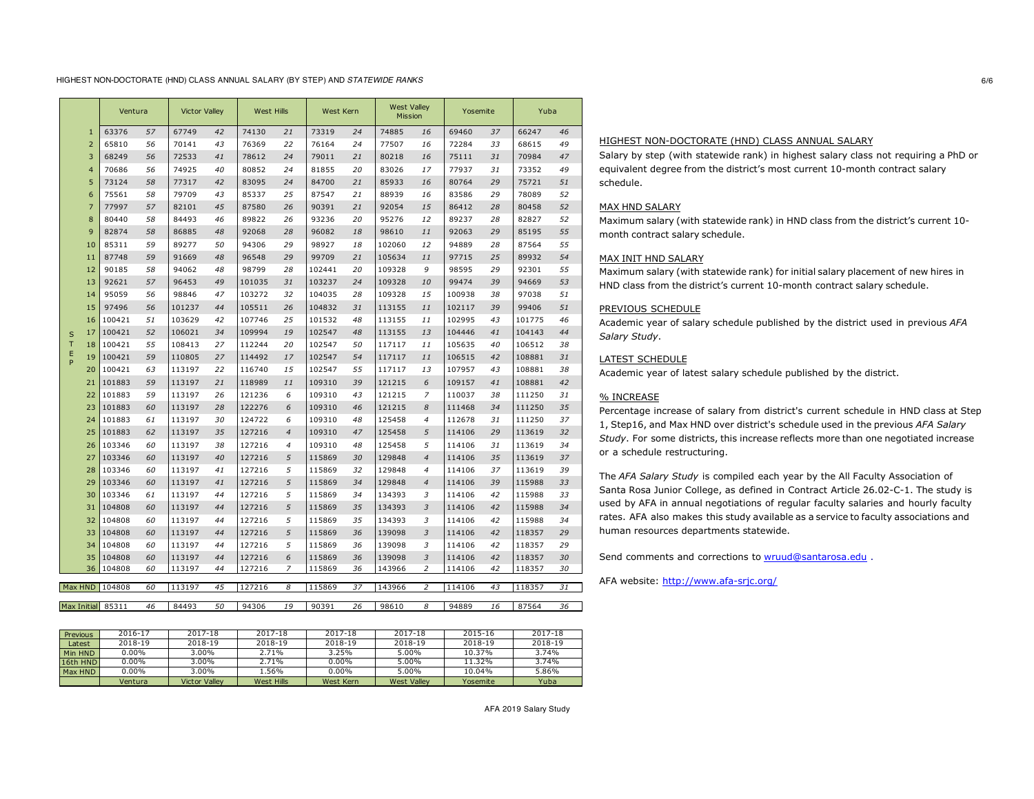HIGHEST NON-DOCTORATE (HND) CLASS ANNUAL SALARY (BY STEP) AND *STATEWIDE RANKS*

| | | Ventura | | Victor Valley | | West Hills | | West Kern | | West Valley Mission | | Yosemite | | Yuba | |
|---|---|---|---|---|---|---|---|---|---|---|---|---|---|---|---|
| STEP | 1 | 63376 | *57* | 67749 | *42* | 74130 | *21* | 73319 | *24* | 74885 | *16* | 69460 | *37* | 66247 | *46* |
| | 2 | 65810 | *56* | 70141 | *43* | 76369 | *22* | 76164 | *24* | 77507 | *16* | 72284 | *33* | 68615 | *49* |
| | 3 | 68249 | *56* | 72533 | *41* | 78612 | *24* | 79011 | *21* | 80218 | *16* | 75111 | *31* | 70984 | *47* |
| | 4 | 70686 | *56* | 74925 | *40* | 80852 | *24* | 81855 | *20* | 83026 | *17* | 77937 | *31* | 73352 | *49* |
| | 5 | 73124 | *58* | 77317 | *42* | 83095 | *24* | 84700 | *21* | 85933 | *16* | 80764 | *29* | 75721 | *51* |
| | 6 | 75561 | *58* | 79709 | *43* | 85337 | *25* | 87547 | *21* | 88939 | *16* | 83586 | *29* | 78089 | *52* |
| | 7 | 77997 | *57* | 82101 | *45* | 87580 | *26* | 90391 | *21* | 92054 | *15* | 86412 | *28* | 80458 | *52* |
| | 8 | 80440 | *58* | 84493 | *46* | 89822 | *26* | 93236 | *20* | 95276 | *12* | 89237 | *28* | 82827 | *52* |
| | 9 | 82874 | *58* | 86885 | *48* | 92068 | *28* | 96082 | *18* | 98610 | *11* | 92063 | *29* | 85195 | *55* |
| | 10 | 85311 | *59* | 89277 | *50* | 94306 | *29* | 98927 | *18* | 102060 | *12* | 94889 | *28* | 87564 | *55* |
| | 11 | 87748 | *59* | 91669 | *48* | 96548 | *29* | 99709 | *21* | 105634 | *11* | 97715 | *25* | 89932 | *54* |
| | 12 | 90185 | *58* | 94062 | *48* | 98799 | *28* | 102441 | *20* | 109328 | *9* | 98595 | *29* | 92301 | *55* |
| | 13 | 92621 | *57* | 96453 | *49* | 101035 | *31* | 103237 | *24* | 109328 | *10* | 99474 | *39* | 94669 | *53* |
| | 14 | 95059 | *56* | 98846 | *47* | 103272 | *32* | 104035 | *28* | 109328 | *15* | 100938 | *38* | 97038 | *51* |
| | 15 | 97496 | *56* | 101237 | *44* | 105511 | *26* | 104832 | *31* | 113155 | *11* | 102117 | *39* | 99406 | *51* |
| | 16 | 100421 | *51* | 103629 | *42* | 107746 | *25* | 101532 | *48* | 113155 | *11* | 102995 | *43* | 101775 | *46* |
| | 17 | 100421 | *52* | 106021 | *34* | 109994 | *19* | 102547 | *48* | 113155 | *13* | 104446 | *41* | 104143 | *44* |
| | 18 | 100421 | *55* | 108413 | *27* | 112244 | *20* | 102547 | *50* | 117117 | *11* | 105635 | *40* | 106512 | *38* |
| | 19 | 100421 | *59* | 110805 | *27* | 114492 | *17* | 102547 | *54* | 117117 | *11* | 106515 | *42* | 108881 | *31* |
| | 20 | 100421 | *63* | 113197 | *22* | 116740 | *15* | 102547 | *55* | 117117 | *13* | 107957 | *43* | 108881 | *38* |
| | 21 | 101883 | *59* | 113197 | *21* | 118989 | *11* | 109310 | *39* | 121215 | *6* | 109157 | *41* | 108881 | *42* |
| | 22 | 101883 | *59* | 113197 | *26* | 121236 | *6* | 109310 | *43* | 121215 | *7* | 110037 | *38* | 111250 | *31* |
| | 23 | 101883 | *60* | 113197 | *28* | 122276 | *6* | 109310 | *46* | 121215 | *8* | 111468 | *34* | 111250 | *35* |
| | 24 | 101883 | *61* | 113197 | *30* | 124722 | *6* | 109310 | *48* | 125458 | *4* | 112678 | *31* | 111250 | *37* |
| | 25 | 101883 | *62* | 113197 | *35* | 127216 | *4* | 109310 | *47* | 125458 | *5* | 114106 | *29* | 113619 | *32* |
| | 26 | 103346 | *60* | 113197 | *38* | 127216 | *4* | 109310 | *48* | 125458 | *5* | 114106 | *31* | 113619 | *34* |
| | 27 | 103346 | *60* | 113197 | *40* | 127216 | *5* | 115869 | *30* | 129848 | *4* | 114106 | *35* | 113619 | *37* |
| | 28 | 103346 | *60* | 113197 | *41* | 127216 | *5* | 115869 | *32* | 129848 | *4* | 114106 | *37* | 113619 | *39* |
| | 29 | 103346 | *60* | 113197 | *41* | 127216 | *5* | 115869 | *34* | 129848 | *4* | 114106 | *39* | 115988 | *33* |
| | 30 | 103346 | *61* | 113197 | *44* | 127216 | *5* | 115869 | *34* | 134393 | *3* | 114106 | *42* | 115988 | *33* |
| | 31 | 104808 | *60* | 113197 | *44* | 127216 | *5* | 115869 | *35* | 134393 | *3* | 114106 | *42* | 115988 | *34* |
| | 32 | 104808 | *60* | 113197 | *44* | 127216 | *5* | 115869 | *35* | 134393 | *3* | 114106 | *42* | 115988 | *34* |
| | 33 | 104808 | *60* | 113197 | *44* | 127216 | *5* | 115869 | *36* | 139098 | *3* | 114106 | *42* | 118357 | *29* |
| | 34 | 104808 | *60* | 113197 | *44* | 127216 | *5* | 115869 | *36* | 139098 | *3* | 114106 | *42* | 118357 | *29* |
| | 35 | 104808 | *60* | 113197 | *44* | 127216 | *6* | 115869 | *36* | 139098 | *3* | 114106 | *42* | 118357 | *30* |
| | 36 | 104808 | *60* | 113197 | *44* | 127216 | *7* | 115869 | *36* | 143966 | *2* | 114106 | *42* | 118357 | *30* |
| Max HND | | 104808 | *60* | 113197 | *45* | 127216 | *8* | 115869 | *37* | 143966 | *2* | 114106 | *43* | 118357 | *31* |
| Max Initial | | 85311 | *46* | 84493 | *50* | 94306 | *19* | 90391 | *26* | 98610 | *8* | 94889 | *16* | 87564 | *36* |

| | Ventura | Victor Valley | West Hills | West Kern | West Valley | Yosemite | Yuba |
|---|---|---|---|---|---|---|---|
| Previous | 2016-17 | 2017-18 | 2017-18 | 2017-18 | 2017-18 | 2015-16 | 2017-18 |
| Latest | 2018-19 | 2018-19 | 2018-19 | 2018-19 | 2018-19 | 2018-19 | 2018-19 |
| Min HND | 0.00% | 3.00% | 2.71% | 3.25% | 5.00% | 10.37% | 3.74% |
| 16th HND | 0.00% | 3.00% | 2.71% | 0.00% | 5.00% | 11.32% | 3.74% |
| Max HND | 0.00% | 3.00% | 1.56% | 0.00% | 5.00% | 10.04% | 5.86% |

HIGHEST NON-DOCTORATE (HND) CLASS ANNUAL SALARY

Salary by step (with statewide rank) in highest salary class not requiring a PhD or equivalent degree from the district's most current 10-month contract salary schedule.

MAX HND SALARY

Maximum salary (with statewide rank) in HND class from the district's current 10-month contract salary schedule.

MAX INIT HND SALARY

Maximum salary (with statewide rank) for initial salary placement of new hires in HND class from the district's current 10-month contract salary schedule.

PREVIOUS SCHEDULE

Academic year of salary schedule published by the district used in previous *AFA Salary Study*.

LATEST SCHEDULE

Academic year of latest salary schedule published by the district.

% INCREASE

Percentage increase of salary from district's current schedule in HND class at Step 1, Step16, and Max HND over district's schedule used in the previous *AFA Salary Study*. For some districts, this increase reflects more than one negotiated increase or a schedule restructuring.

The *AFA Salary Study* is compiled each year by the All Faculty Association of Santa Rosa Junior College, as defined in Contract Article 26.02-C-1. The study is used by AFA in annual negotiations of regular faculty salaries and hourly faculty rates. AFA also makes this study available as a service to faculty associations and human resources departments statewide.

Send comments and corrections to wruud@santarosa.edu .

AFA website: http://www.afa-srjc.org/